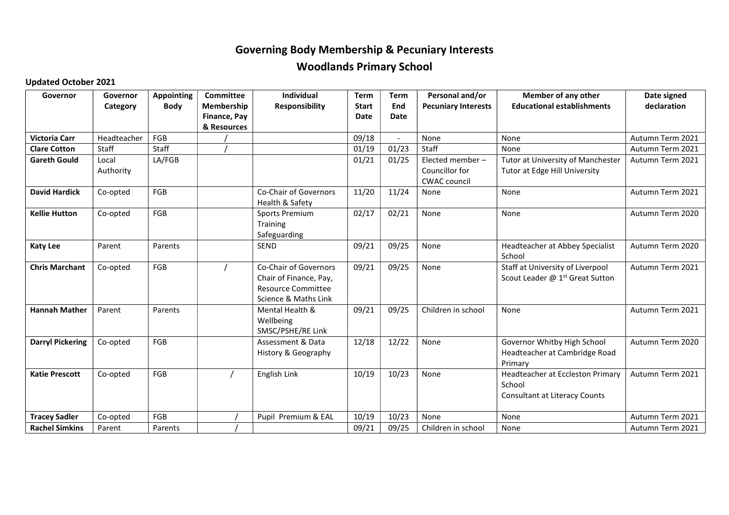# Governing Body Membership & Pecuniary Interests

# Woodlands Primary School

**Updated October 2021**

| Governor | Governor Category | Appointing Body | Committee Membership Finance, Pay & Resources | Individual Responsibility | Term Start Date | Term End Date | Personal and/or Pecuniary Interests | Member of any other Educational establishments | Date signed declaration |
|---|---|---|---|---|---|---|---|---|---|
| **Victoria Carr** | Headteacher | FGB | / | | 09/18 | - | None | None | Autumn Term 2021 |
| **Clare Cotton** | Staff | Staff | / | | 01/19 | 01/23 | Staff | None | Autumn Term 2021 |
| **Gareth Gould** | Local Authority | LA/FGB | | | 01/21 | 01/25 | Elected member – Councillor for CWAC council | Tutor at University of Manchester Tutor at Edge Hill University | Autumn Term 2021 |
| **David Hardick** | Co-opted | FGB | | Co-Chair of Governors Health & Safety | 11/20 | 11/24 | None | None | Autumn Term 2021 |
| **Kellie Hutton** | Co-opted | FGB | | Sports Premium Training Safeguarding | 02/17 | 02/21 | None | None | Autumn Term 2020 |
| **Katy Lee** | Parent | Parents | | SEND | 09/21 | 09/25 | None | Headteacher at Abbey Specialist School | Autumn Term 2020 |
| **Chris Marchant** | Co-opted | FGB | / | Co-Chair of Governors Chair of Finance, Pay, Resource Committee Science & Maths Link | 09/21 | 09/25 | None | Staff at University of Liverpool Scout Leader @ 1st Great Sutton | Autumn Term 2021 |
| **Hannah Mather** | Parent | Parents | | Mental Health & Wellbeing SMSC/PSHE/RE Link | 09/21 | 09/25 | Children in school | None | Autumn Term 2021 |
| **Darryl Pickering** | Co-opted | FGB | | Assessment & Data History & Geography | 12/18 | 12/22 | None | Governor Whitby High School Headteacher at Cambridge Road Primary | Autumn Term 2020 |
| **Katie Prescott** | Co-opted | FGB | / | English Link | 10/19 | 10/23 | None | Headteacher at Eccleston Primary School Consultant at Literacy Counts | Autumn Term 2021 |
| **Tracey Sadler** | Co-opted | FGB | / | Pupil Premium & EAL | 10/19 | 10/23 | None | None | Autumn Term 2021 |
| **Rachel Simkins** | Parent | Parents | / | | 09/21 | 09/25 | Children in school | None | Autumn Term 2021 |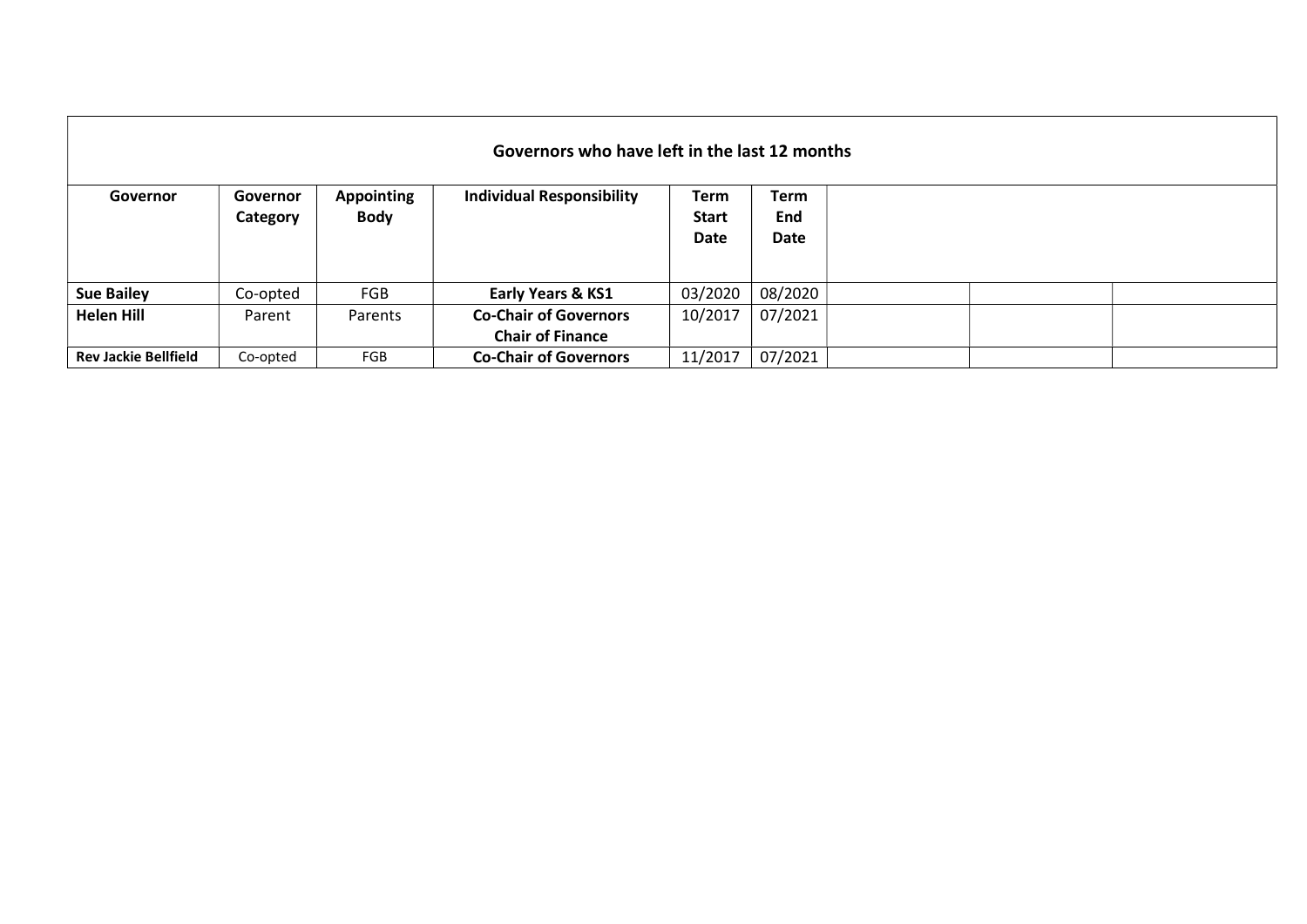| Governors who have left in the last 12 months | | | | | | | | |
|---|---|---|---|---|---|---|---|---|
| **Governor** | **Governor Category** | **Appointing Body** | **Individual Responsibility** | **Term Start Date** | **Term End Date** | | | |
| **Sue Bailey** | Co-opted | FGB | **Early Years & KS1** | 03/2020 | 08/2020 | | | |
| **Helen Hill** | Parent | Parents | **Co-Chair of Governors**<br>**Chair of Finance** | 10/2017 | 07/2021 | | | |
| **Rev Jackie Bellfield** | Co-opted | FGB | **Co-Chair of Governors** | 11/2017 | 07/2021 | | | |